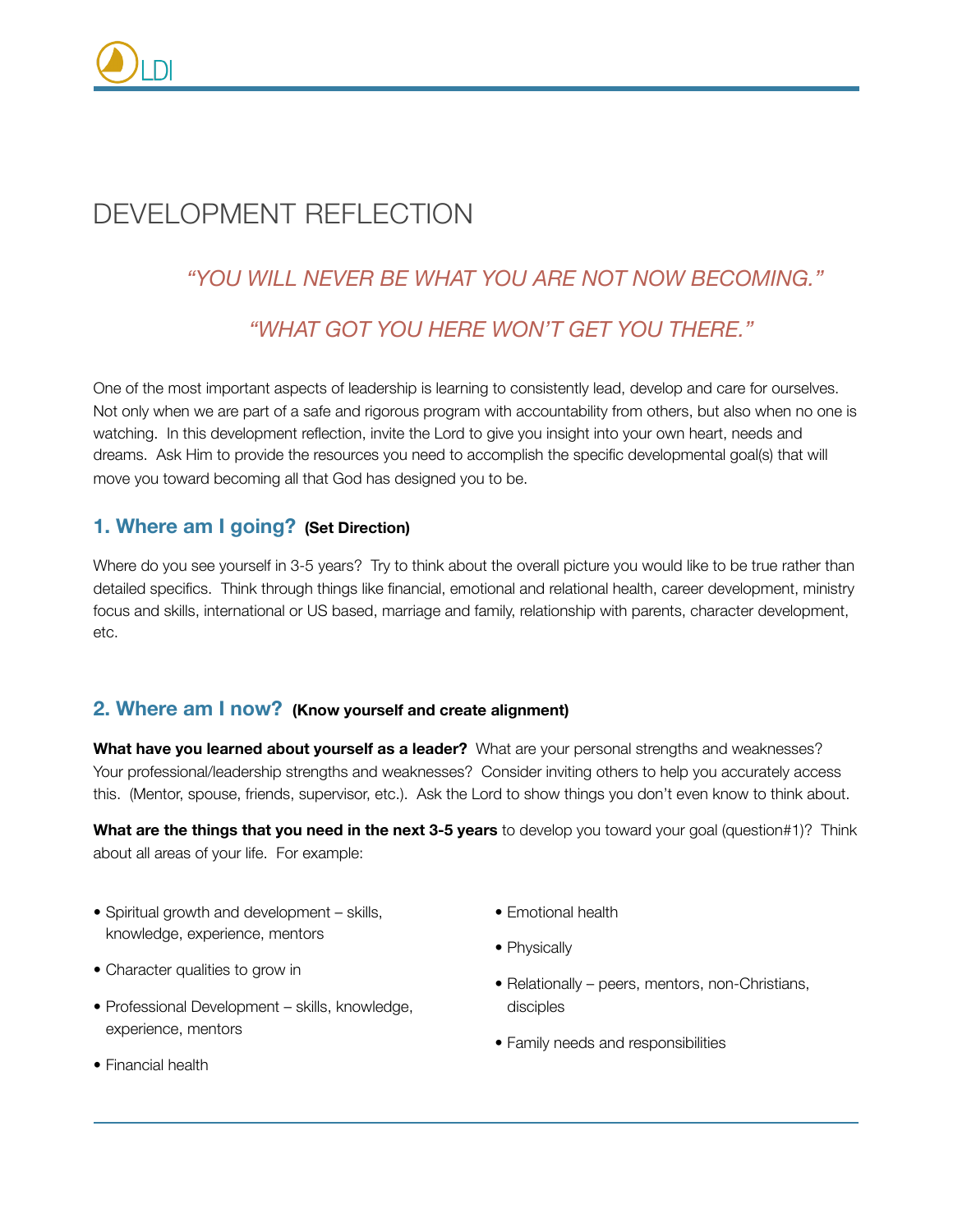# DEVELOPMENT REFLECTION

*"YOU WILL NEVER BE WHAT YOU ARE NOT NOW BECOMING."*

*"WHAT GOT YOU HERE WON'T GET YOU THERE."*

One of the most important aspects of leadership is learning to consistently lead, develop and care for ourselves. Not only when we are part of a safe and rigorous program with accountability from others, but also when no one is watching. In this development reflection, invite the Lord to give you insight into your own heart, needs and dreams. Ask Him to provide the resources you need to accomplish the specific developmental goal(s) that will move you toward becoming all that God has designed you to be.

## 1. Where am I going? **(Set Direction)**

Where do you see yourself in 3-5 years? Try to think about the overall picture you would like to be true rather than detailed specifics. Think through things like financial, emotional and relational health, career development, ministry focus and skills, international or US based, marriage and family, relationship with parents, character development, etc.

## 2. Where am I now? **(Know yourself and create alignment)**

**What have you learned about yourself as a leader?** What are your personal strengths and weaknesses? Your professional/leadership strengths and weaknesses? Consider inviting others to help you accurately access this. (Mentor, spouse, friends, supervisor, etc.). Ask the Lord to show things you don't even know to think about.

**What are the things that you need in the next 3-5 years** to develop you toward your goal (question#1)? Think about all areas of your life. For example:

- Spiritual growth and development – skills, knowledge, experience, mentors
- Character qualities to grow in
- Professional Development – skills, knowledge, experience, mentors
- Financial health
- Emotional health
- Physically
- Relationally – peers, mentors, non-Christians, disciples
- Family needs and responsibilities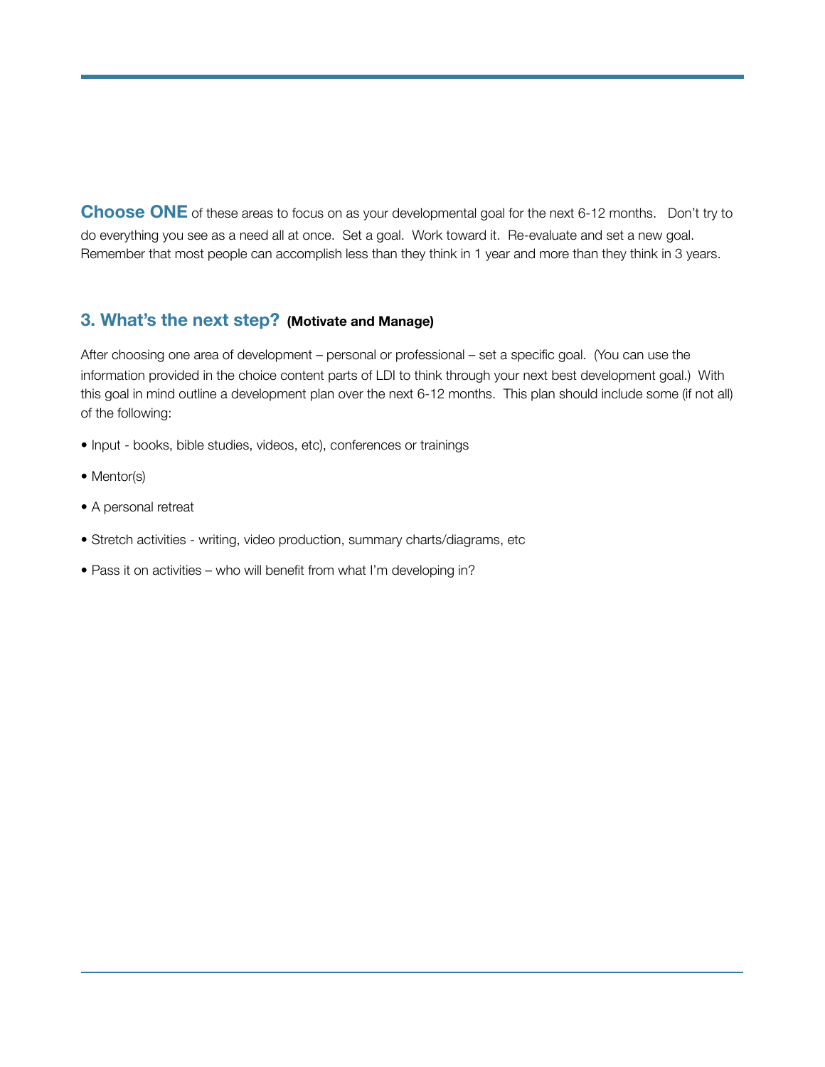**Choose ONE** of these areas to focus on as your developmental goal for the next 6-12 months. Don't try to do everything you see as a need all at once. Set a goal. Work toward it. Re-evaluate and set a new goal. Remember that most people can accomplish less than they think in 1 year and more than they think in 3 years.

## 3. What's the next step? **(Motivate and Manage)**

After choosing one area of development – personal or professional – set a specific goal. (You can use the information provided in the choice content parts of LDI to think through your next best development goal.) With this goal in mind outline a development plan over the next 6-12 months. This plan should include some (if not all) of the following:

- Input - books, bible studies, videos, etc), conferences or trainings
- Mentor(s)
- A personal retreat
- Stretch activities - writing, video production, summary charts/diagrams, etc
- Pass it on activities – who will benefit from what I'm developing in?